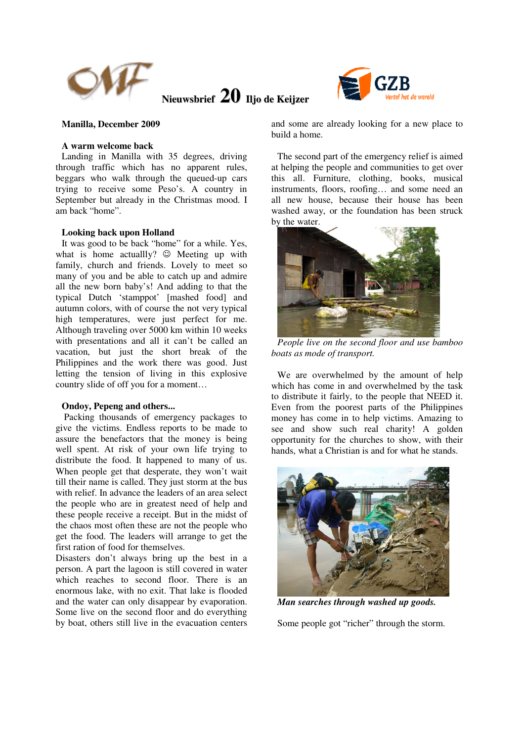# Nieuwsbrief 20 Iljo de Keijzer

**Manilla, December 2009**

## A warm welcome back

Landing in Manilla with 35 degrees, driving through traffic which has no apparent rules, beggars who walk through the queued-up cars trying to receive some Peso's. A country in September but already in the Christmas mood. I am back "home".

## Looking back upon Holland

It was good to be back "home" for a while. Yes, what is home actuallly? ☺ Meeting up with family, church and friends. Lovely to meet so many of you and be able to catch up and admire all the new born baby's! And adding to that the typical Dutch 'stamppot' [mashed food] and autumn colors, with of course the not very typical high temperatures, were just perfect for me. Although traveling over 5000 km within 10 weeks with presentations and all it can't be called an vacation, but just the short break of the Philippines and the work there was good. Just letting the tension of living in this explosive country slide of off you for a moment…

## Ondoy, Pepeng and others...

Packing thousands of emergency packages to give the victims. Endless reports to be made to assure the benefactors that the money is being well spent. At risk of your own life trying to distribute the food. It happened to many of us. When people get that desperate, they won't wait till their name is called. They just storm at the bus with relief. In advance the leaders of an area select the people who are in greatest need of help and these people receive a receipt. But in the midst of the chaos most often these are not the people who get the food. The leaders will arrange to get the first ration of food for themselves.

Disasters don't always bring up the best in a person. A part the lagoon is still covered in water which reaches to second floor. There is an enormous lake, with no exit. That lake is flooded and the water can only disappear by evaporation. Some live on the second floor and do everything by boat, others still live in the evacuation centers and some are already looking for a new place to build a home.

The second part of the emergency relief is aimed at helping the people and communities to get over this all. Furniture, clothing, books, musical instruments, floors, roofing… and some need an all new house, because their house has been washed away, or the foundation has been struck by the water.

*People live on the second floor and use bamboo boats as mode of transport.*

We are overwhelmed by the amount of help which has come in and overwhelmed by the task to distribute it fairly, to the people that NEED it. Even from the poorest parts of the Philippines money has come in to help victims. Amazing to see and show such real charity! A golden opportunity for the churches to show, with their hands, what a Christian is and for what he stands.

***Man searches through washed up goods.***

Some people got "richer" through the storm.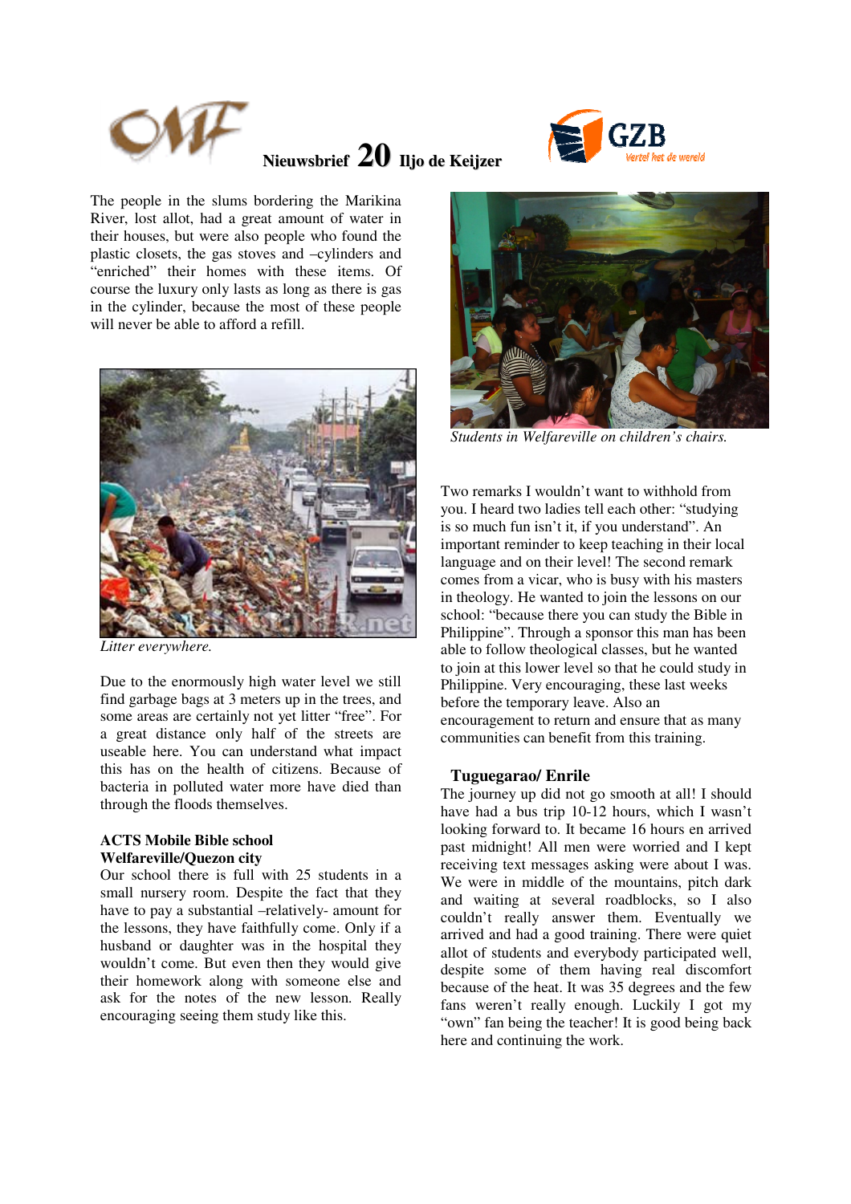Nieuwsbrief 20 Iljo de Keijzer

The people in the slums bordering the Marikina River, lost allot, had a great amount of water in their houses, but were also people who found the plastic closets, the gas stoves and –cylinders and "enriched" their homes with these items. Of course the luxury only lasts as long as there is gas in the cylinder, because the most of these people will never be able to afford a refill.

*Litter everywhere.*

Due to the enormously high water level we still find garbage bags at 3 meters up in the trees, and some areas are certainly not yet litter "free". For a great distance only half of the streets are useable here. You can understand what impact this has on the health of citizens. Because of bacteria in polluted water more have died than through the floods themselves.

**ACTS Mobile Bible school Welfareville/Quezon city**

Our school there is full with 25 students in a small nursery room. Despite the fact that they have to pay a substantial –relatively- amount for the lessons, they have faithfully come. Only if a husband or daughter was in the hospital they wouldn't come. But even then they would give their homework along with someone else and ask for the notes of the new lesson. Really encouraging seeing them study like this.

*Students in Welfareville on children's chairs.*

Two remarks I wouldn't want to withhold from you. I heard two ladies tell each other: "studying is so much fun isn't it, if you understand". An important reminder to keep teaching in their local language and on their level! The second remark comes from a vicar, who is busy with his masters in theology. He wanted to join the lessons on our school: "because there you can study the Bible in Philippine". Through a sponsor this man has been able to follow theological classes, but he wanted to join at this lower level so that he could study in Philippine. Very encouraging, these last weeks before the temporary leave. Also an encouragement to return and ensure that as many communities can benefit from this training.

**Tuguegarao/ Enrile**

The journey up did not go smooth at all! I should have had a bus trip 10-12 hours, which I wasn't looking forward to. It became 16 hours en arrived past midnight! All men were worried and I kept receiving text messages asking were about I was. We were in middle of the mountains, pitch dark and waiting at several roadblocks, so I also couldn't really answer them. Eventually we arrived and had a good training. There were quiet allot of students and everybody participated well, despite some of them having real discomfort because of the heat. It was 35 degrees and the few fans weren't really enough. Luckily I got my "own" fan being the teacher! It is good being back here and continuing the work.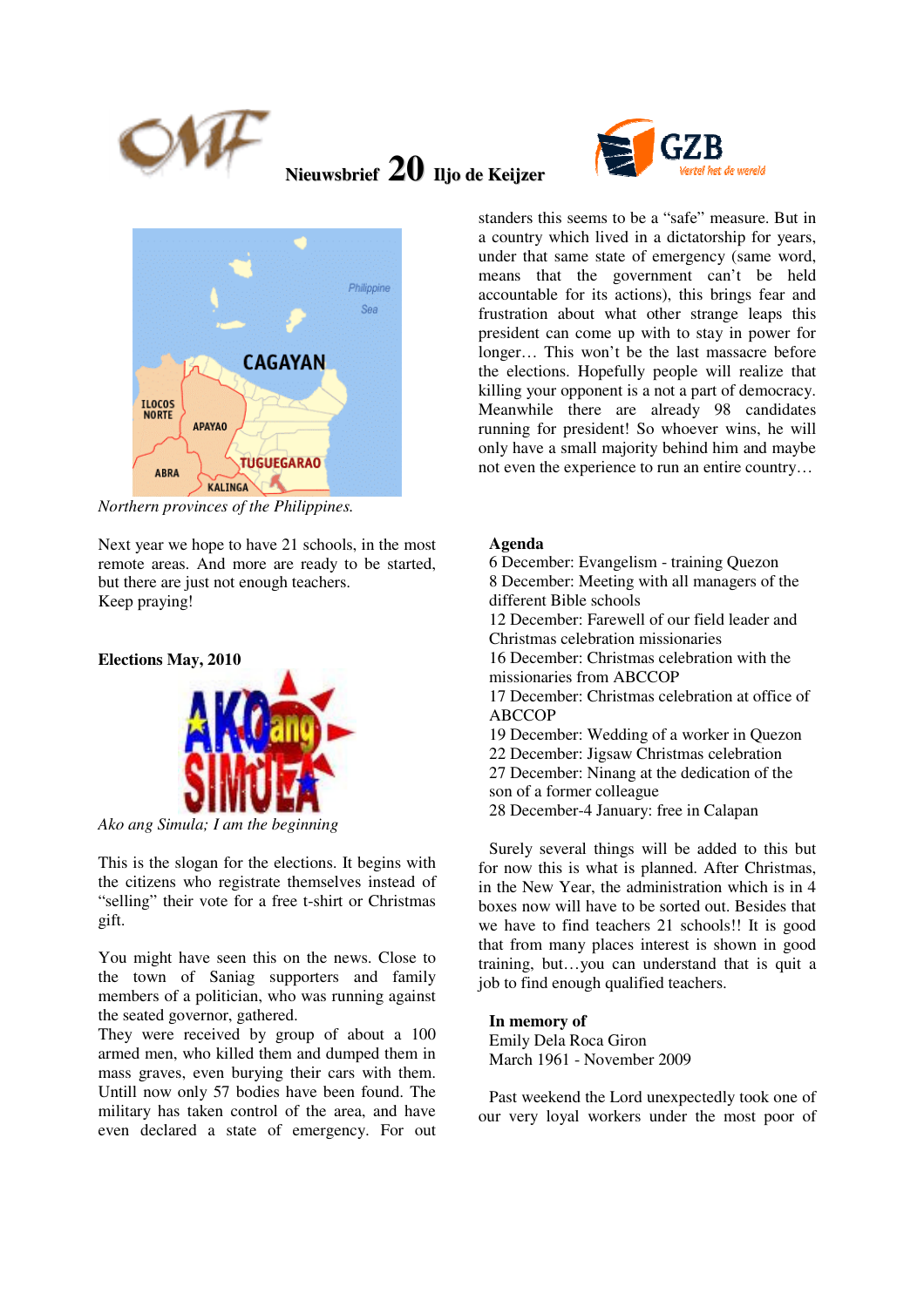**Nieuwsbrief 20 Iljo de Keijzer**

*Northern provinces of the Philippines.*

Next year we hope to have 21 schools, in the most remote areas. And more are ready to be started, but there are just not enough teachers.
Keep praying!

**Elections May, 2010**

*Ako ang Simula; I am the beginning*

This is the slogan for the elections. It begins with the citizens who registrate themselves instead of "selling" their vote for a free t-shirt or Christmas gift.

You might have seen this on the news. Close to the town of Saniag supporters and family members of a politician, who was running against the seated governor, gathered.
They were received by group of about a 100 armed men, who killed them and dumped them in mass graves, even burying their cars with them. Untill now only 57 bodies have been found. The military has taken control of the area, and have even declared a state of emergency. For out standers this seems to be a "safe" measure. But in a country which lived in a dictatorship for years, under that same state of emergency (same word, means that the government can't be held accountable for its actions), this brings fear and frustration about what other strange leaps this president can come up with to stay in power for longer… This won't be the last massacre before the elections. Hopefully people will realize that killing your opponent is a not a part of democracy. Meanwhile there are already 98 candidates running for president! So whoever wins, he will only have a small majority behind him and maybe not even the experience to run an entire country…

**Agenda**
6 December: Evangelism - training Quezon
8 December: Meeting with all managers of the different Bible schools
12 December: Farewell of our field leader and Christmas celebration missionaries
16 December: Christmas celebration with the missionaries from ABCCOP
17 December: Christmas celebration at office of ABCCOP
19 December: Wedding of a worker in Quezon
22 December: Jigsaw Christmas celebration
27 December: Ninang at the dedication of the son of a former colleague
28 December-4 January: free in Calapan

Surely several things will be added to this but for now this is what is planned. After Christmas, in the New Year, the administration which is in 4 boxes now will have to be sorted out. Besides that we have to find teachers 21 schools!! It is good that from many places interest is shown in good training, but…you can understand that is quit a job to find enough qualified teachers.

**In memory of**
Emily Dela Roca Giron
March 1961 - November 2009

Past weekend the Lord unexpectedly took one of our very loyal workers under the most poor of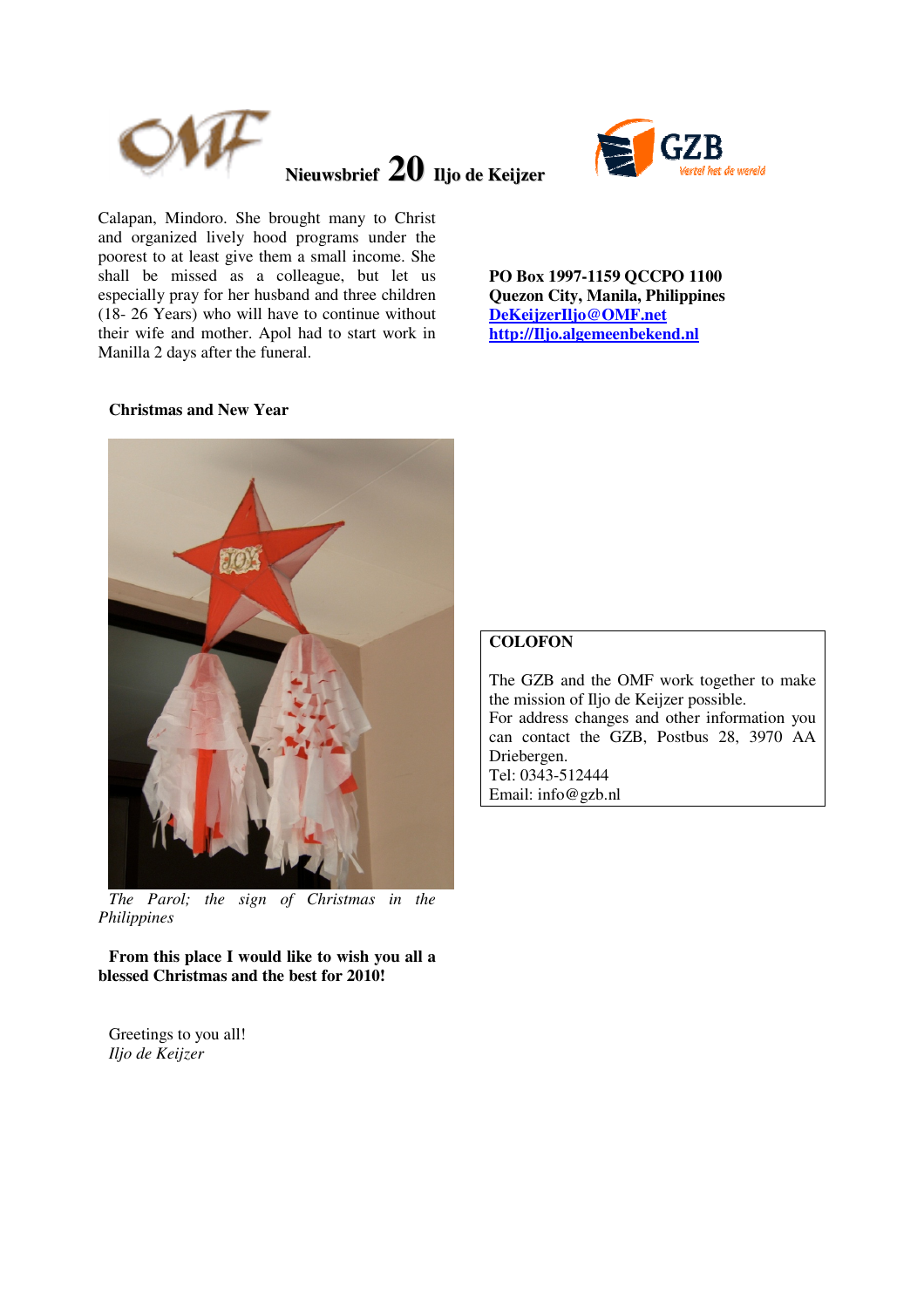**Nieuwsbrief 20 Iljo de Keijzer**

Calapan, Mindoro. She brought many to Christ and organized lively hood programs under the poorest to at least give them a small income. She shall be missed as a colleague, but let us especially pray for her husband and three children (18- 26 Years) who will have to continue without their wife and mother. Apol had to start work in Manilla 2 days after the funeral.

**PO Box 1997-1159 QCCPO 1100**
**Quezon City, Manila, Philippines**
**DeKeijzerIljo@OMF.net**
**http://Iljo.algemeenbekend.nl**

**Christmas and New Year**

*The Parol; the sign of Christmas in the Philippines*

**From this place I would like to wish you all a blessed Christmas and the best for 2010!**

Greetings to you all!
*Iljo de Keijzer*

**COLOFON**

The GZB and the OMF work together to make the mission of Iljo de Keijzer possible.
For address changes and other information you can contact the GZB, Postbus 28, 3970 AA Driebergen.
Tel: 0343-512444
Email: info@gzb.nl